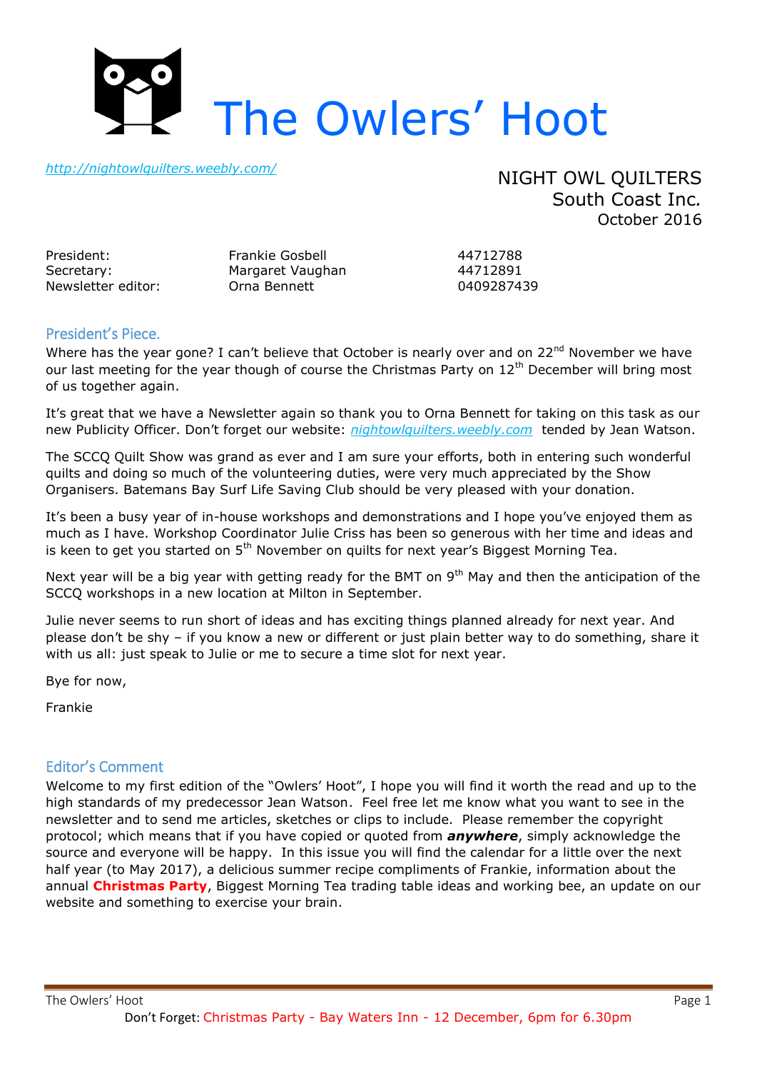# The Owlers' Hoot

*http://nightowlquilters.weebly.com/*

NIGHT OWL QUILTERS
South Coast Inc.
October 2016

| | | |
|---|---|---|
| President: | Frankie Gosbell | 44712788 |
| Secretary: | Margaret Vaughan | 44712891 |
| Newsletter editor: | Orna Bennett | 0409287439 |

## President's Piece.

Where has the year gone? I can't believe that October is nearly over and on 22nd November we have our last meeting for the year though of course the Christmas Party on 12th December will bring most of us together again.

It's great that we have a Newsletter again so thank you to Orna Bennett for taking on this task as our new Publicity Officer. Don't forget our website: *nightowlquilters.weebly.com* tended by Jean Watson.

The SCCQ Quilt Show was grand as ever and I am sure your efforts, both in entering such wonderful quilts and doing so much of the volunteering duties, were very much appreciated by the Show Organisers. Batemans Bay Surf Life Saving Club should be very pleased with your donation.

It's been a busy year of in-house workshops and demonstrations and I hope you've enjoyed them as much as I have. Workshop Coordinator Julie Criss has been so generous with her time and ideas and is keen to get you started on 5th November on quilts for next year's Biggest Morning Tea.

Next year will be a big year with getting ready for the BMT on 9th May and then the anticipation of the SCCQ workshops in a new location at Milton in September.

Julie never seems to run short of ideas and has exciting things planned already for next year. And please don't be shy – if you know a new or different or just plain better way to do something, share it with us all: just speak to Julie or me to secure a time slot for next year.

Bye for now,

Frankie

## Editor's Comment

Welcome to my first edition of the "Owlers' Hoot", I hope you will find it worth the read and up to the high standards of my predecessor Jean Watson. Feel free let me know what you want to see in the newsletter and to send me articles, sketches or clips to include. Please remember the copyright protocol; which means that if you have copied or quoted from ***anywhere***, simply acknowledge the source and everyone will be happy. In this issue you will find the calendar for a little over the next half year (to May 2017), a delicious summer recipe compliments of Frankie, information about the annual **Christmas Party**, Biggest Morning Tea trading table ideas and working bee, an update on our website and something to exercise your brain.

Don't Forget: Christmas Party - Bay Waters Inn - 12 December, 6pm for 6.30pm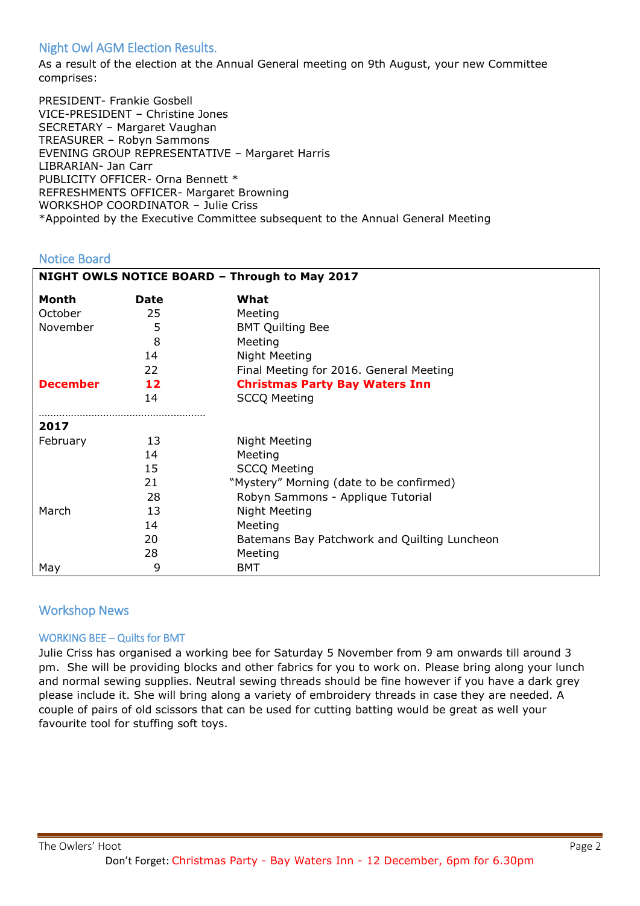## Night Owl AGM Election Results.

As a result of the election at the Annual General meeting on 9th August, your new Committee comprises:

PRESIDENT- Frankie Gosbell
VICE-PRESIDENT – Christine Jones
SECRETARY – Margaret Vaughan
TREASURER – Robyn Sammons
EVENING GROUP REPRESENTATIVE – Margaret Harris
LIBRARIAN- Jan Carr
PUBLICITY OFFICER- Orna Bennett *
REFRESHMENTS OFFICER- Margaret Browning
WORKSHOP COORDINATOR – Julie Criss
*Appointed by the Executive Committee subsequent to the Annual General Meeting

## Notice Board

**NIGHT OWLS NOTICE BOARD – Through to May 2017**

| Month | Date | What |
|---|---|---|
| October | 25 | Meeting |
| November | 5 | BMT Quilting Bee |
| | 8 | Meeting |
| | 14 | Night Meeting |
| | 22 | Final Meeting for 2016. General Meeting |
| **December** | **12** | **Christmas Party Bay Waters Inn** |
| | 14 | SCCQ Meeting |
| **2017** | | |
| February | 13 | Night Meeting |
| | 14 | Meeting |
| | 15 | SCCQ Meeting |
| | 21 | "Mystery" Morning (date to be confirmed) |
| | 28 | Robyn Sammons - Applique Tutorial |
| March | 13 | Night Meeting |
| | 14 | Meeting |
| | 20 | Batemans Bay Patchwork and Quilting Luncheon |
| | 28 | Meeting |
| May | 9 | BMT |

## Workshop News

### WORKING BEE – Quilts for BMT

Julie Criss has organised a working bee for Saturday 5 November from 9 am onwards till around 3 pm. She will be providing blocks and other fabrics for you to work on. Please bring along your lunch and normal sewing supplies. Neutral sewing threads should be fine however if you have a dark grey please include it. She will bring along a variety of embroidery threads in case they are needed. A couple of pairs of old scissors that can be used for cutting batting would be great as well your favourite tool for stuffing soft toys.

Don't Forget: Christmas Party - Bay Waters Inn - 12 December, 6pm for 6.30pm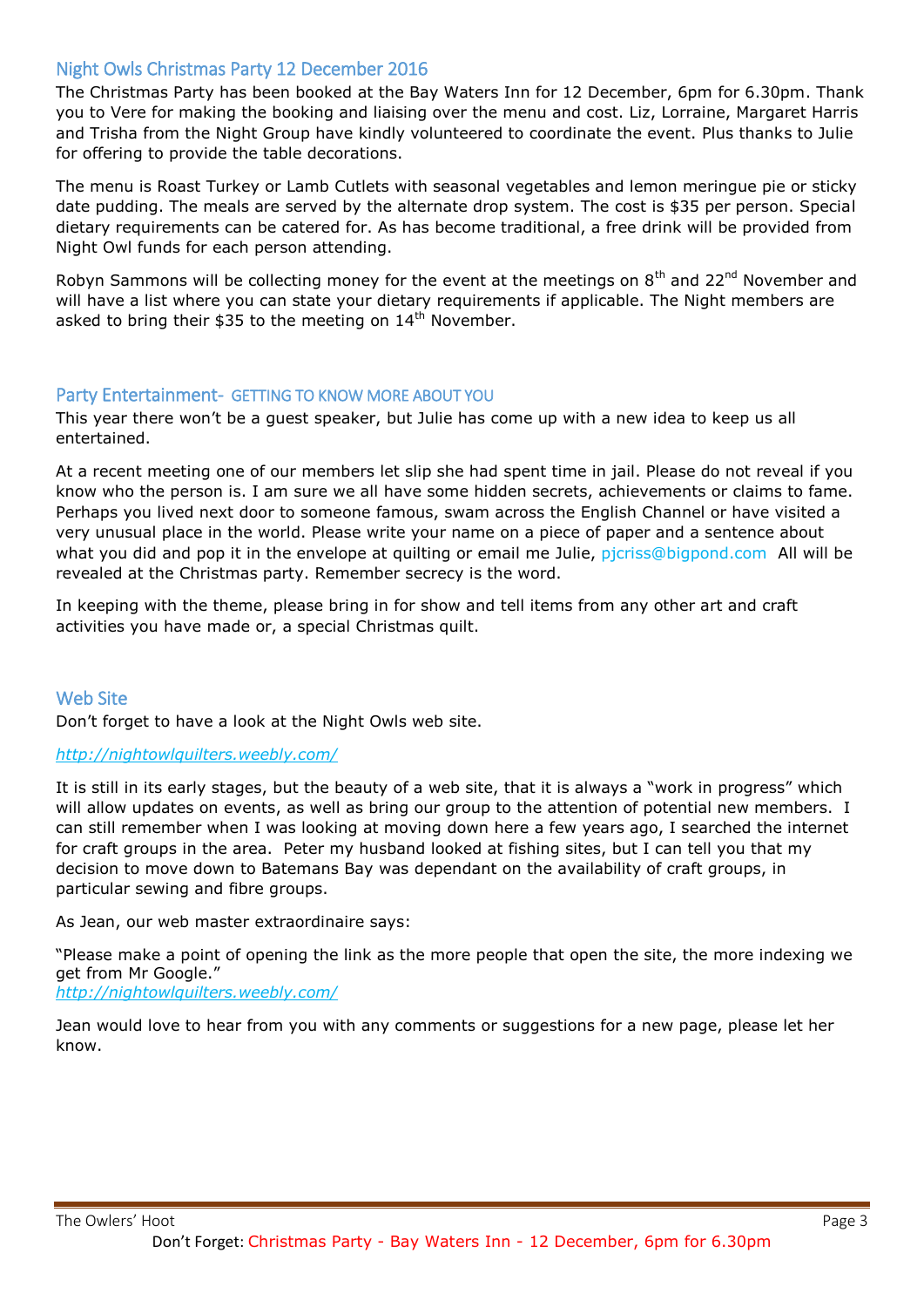## Night Owls Christmas Party 12 December 2016

The Christmas Party has been booked at the Bay Waters Inn for 12 December, 6pm for 6.30pm. Thank you to Vere for making the booking and liaising over the menu and cost. Liz, Lorraine, Margaret Harris and Trisha from the Night Group have kindly volunteered to coordinate the event. Plus thanks to Julie for offering to provide the table decorations.

The menu is Roast Turkey or Lamb Cutlets with seasonal vegetables and lemon meringue pie or sticky date pudding. The meals are served by the alternate drop system. The cost is $35 per person. Special dietary requirements can be catered for. As has become traditional, a free drink will be provided from Night Owl funds for each person attending.

Robyn Sammons will be collecting money for the event at the meetings on 8th and 22nd November and will have a list where you can state your dietary requirements if applicable. The Night members are asked to bring their $35 to the meeting on 14th November.

## Party Entertainment- GETTING TO KNOW MORE ABOUT YOU

This year there won't be a guest speaker, but Julie has come up with a new idea to keep us all entertained.

At a recent meeting one of our members let slip she had spent time in jail. Please do not reveal if you know who the person is. I am sure we all have some hidden secrets, achievements or claims to fame. Perhaps you lived next door to someone famous, swam across the English Channel or have visited a very unusual place in the world. Please write your name on a piece of paper and a sentence about what you did and pop it in the envelope at quilting or email me Julie, pjcriss@bigpond.com All will be revealed at the Christmas party. Remember secrecy is the word.

In keeping with the theme, please bring in for show and tell items from any other art and craft activities you have made or, a special Christmas quilt.

## Web Site

Don't forget to have a look at the Night Owls web site.

*http://nightowlquilters.weebly.com/*

It is still in its early stages, but the beauty of a web site, that it is always a "work in progress" which will allow updates on events, as well as bring our group to the attention of potential new members. I can still remember when I was looking at moving down here a few years ago, I searched the internet for craft groups in the area. Peter my husband looked at fishing sites, but I can tell you that my decision to move down to Batemans Bay was dependant on the availability of craft groups, in particular sewing and fibre groups.

As Jean, our web master extraordinaire says:

"Please make a point of opening the link as the more people that open the site, the more indexing we get from Mr Google."
*http://nightowlquilters.weebly.com/*

Jean would love to hear from you with any comments or suggestions for a new page, please let her know.

Don't Forget: Christmas Party - Bay Waters Inn - 12 December, 6pm for 6.30pm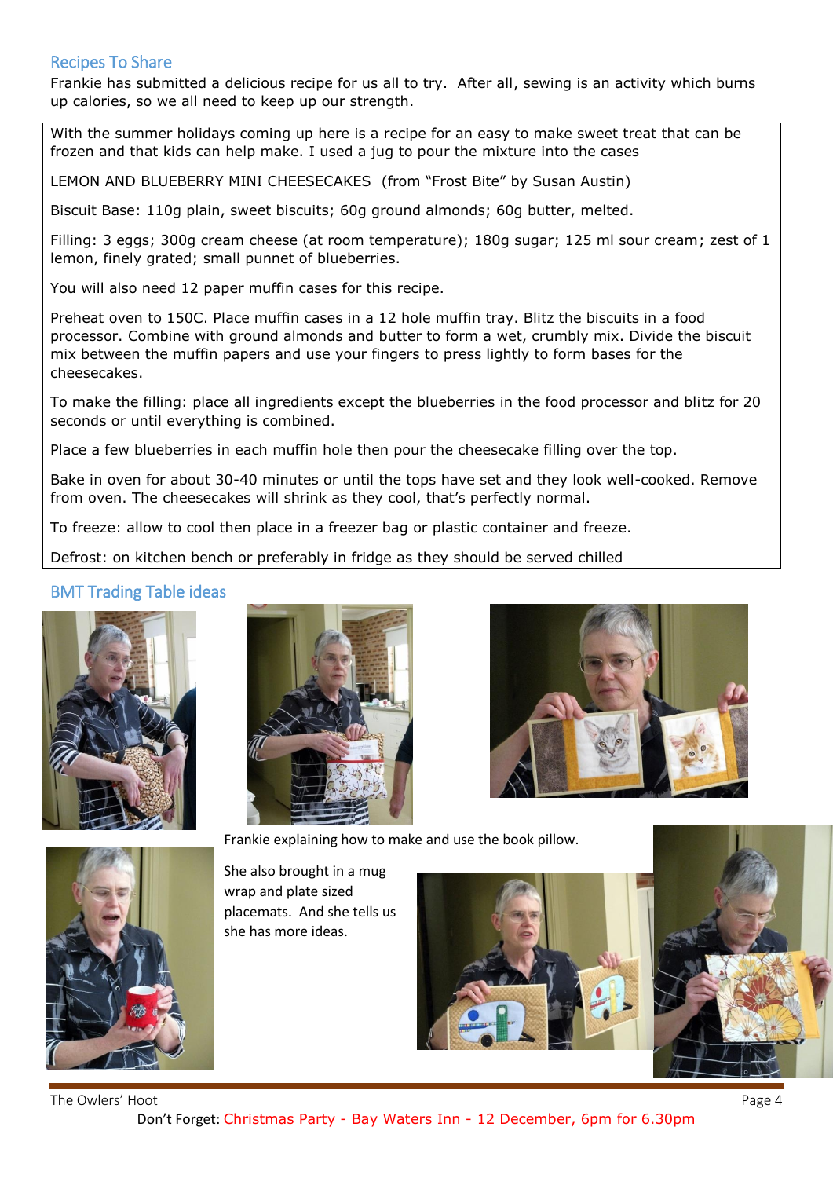## Recipes To Share

Frankie has submitted a delicious recipe for us all to try. After all, sewing is an activity which burns up calories, so we all need to keep up our strength.

With the summer holidays coming up here is a recipe for an easy to make sweet treat that can be frozen and that kids can help make. I used a jug to pour the mixture into the cases

LEMON AND BLUEBERRY MINI CHEESECAKES (from "Frost Bite" by Susan Austin)

Biscuit Base: 110g plain, sweet biscuits; 60g ground almonds; 60g butter, melted.

Filling: 3 eggs; 300g cream cheese (at room temperature); 180g sugar; 125 ml sour cream; zest of 1 lemon, finely grated; small punnet of blueberries.

You will also need 12 paper muffin cases for this recipe.

Preheat oven to 150C. Place muffin cases in a 12 hole muffin tray. Blitz the biscuits in a food processor. Combine with ground almonds and butter to form a wet, crumbly mix. Divide the biscuit mix between the muffin papers and use your fingers to press lightly to form bases for the cheesecakes.

To make the filling: place all ingredients except the blueberries in the food processor and blitz for 20 seconds or until everything is combined.

Place a few blueberries in each muffin hole then pour the cheesecake filling over the top.

Bake in oven for about 30-40 minutes or until the tops have set and they look well-cooked. Remove from oven. The cheesecakes will shrink as they cool, that's perfectly normal.

To freeze: allow to cool then place in a freezer bag or plastic container and freeze.

Defrost: on kitchen bench or preferably in fridge as they should be served chilled

## BMT Trading Table ideas

Frankie explaining how to make and use the book pillow.

She also brought in a mug wrap and plate sized placemats. And she tells us she has more ideas.

Don't Forget: Christmas Party - Bay Waters Inn - 12 December, 6pm for 6.30pm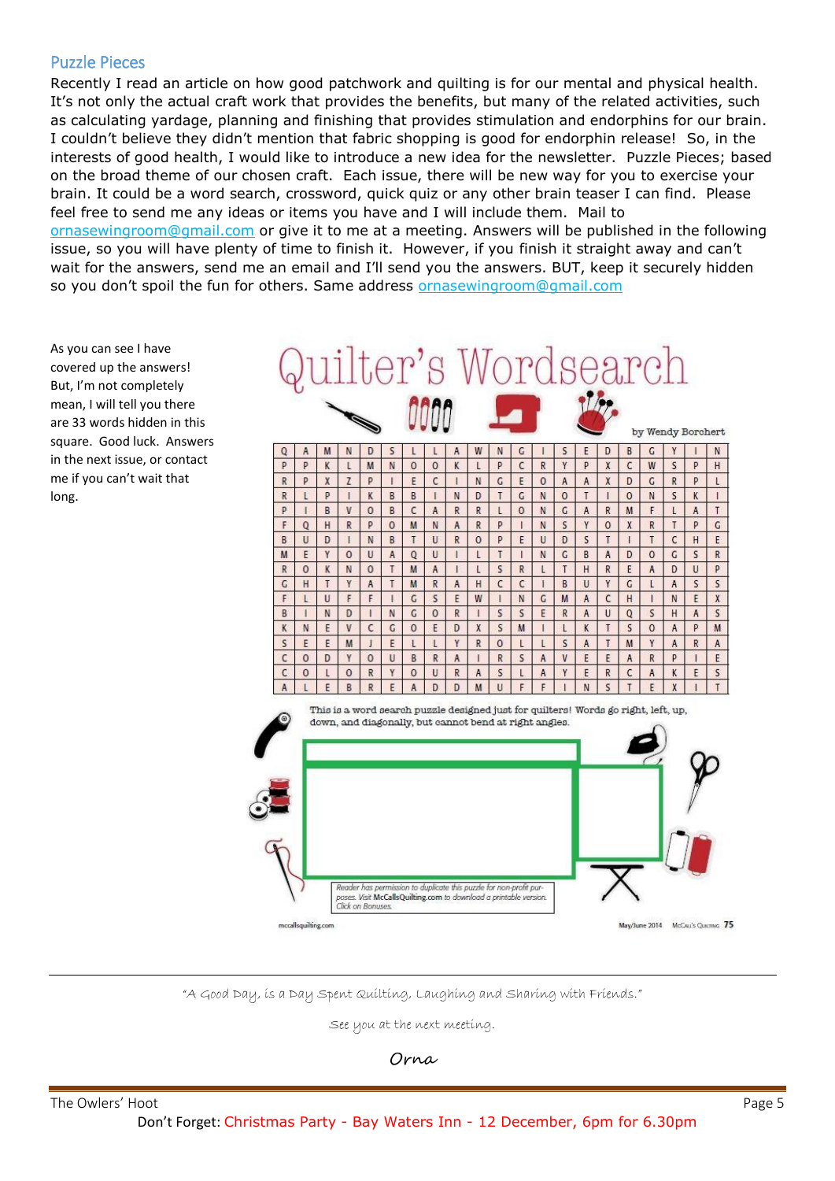## Puzzle Pieces

Recently I read an article on how good patchwork and quilting is for our mental and physical health. It's not only the actual craft work that provides the benefits, but many of the related activities, such as calculating yardage, planning and finishing that provides stimulation and endorphins for our brain. I couldn't believe they didn't mention that fabric shopping is good for endorphin release! So, in the interests of good health, I would like to introduce a new idea for the newsletter. Puzzle Pieces; based on the broad theme of our chosen craft. Each issue, there will be new way for you to exercise your brain. It could be a word search, crossword, quick quiz or any other brain teaser I can find. Please feel free to send me any ideas or items you have and I will include them. Mail to ornasewingroom@gmail.com or give it to me at a meeting. Answers will be published in the following issue, so you will have plenty of time to finish it. However, if you finish it straight away and can't wait for the answers, send me an email and I'll send you the answers. BUT, keep it securely hidden so you don't spoil the fun for others. Same address ornasewingroom@gmail.com

As you can see I have covered up the answers! But, I'm not completely mean, I will tell you there are 33 words hidden in this square. Good luck. Answers in the next issue, or contact me if you can't wait that long.

# Quilter's Wordsearch

by Wendy Borchert

| | | | | | | | | | | | | | | | | | | | | | |
|---|---|---|---|---|---|---|---|---|---|---|---|---|---|---|---|---|---|---|---|---|---|
| Q | A | M | N | D | S | L | L | A | W | N | G | I | S | E | D | B | G | Y | I | N |
| P | P | K | L | M | N | O | O | K | L | P | C | R | Y | P | X | C | W | S | P | H |
| R | P | X | Z | P | I | E | C | I | N | G | E | O | A | A | X | D | G | R | P | L |
| R | L | P | I | K | B | B | I | N | D | T | G | N | O | T | I | O | N | S | K | I |
| P | I | B | V | O | B | C | A | R | R | L | O | N | G | A | R | M | F | L | A | T |
| F | Q | H | R | P | O | M | N | A | R | P | I | N | S | Y | O | X | R | T | P | G |
| B | U | D | I | N | B | T | U | R | O | P | E | U | D | S | T | I | T | C | H | E |
| M | E | Y | O | U | A | Q | U | I | L | T | I | N | G | B | A | D | O | G | S | R |
| R | O | K | N | O | T | M | A | I | L | S | R | L | T | H | R | E | A | D | U | P |
| G | H | T | Y | A | T | M | R | A | H | C | C | I | B | U | Y | G | L | A | S | S |
| F | L | U | F | F | I | G | S | E | W | I | N | G | M | A | C | H | I | N | E | X |
| B | I | N | D | I | N | G | O | R | I | S | S | E | R | A | U | Q | S | H | A | S |
| K | N | E | V | C | G | O | E | D | X | S | M | I | L | K | T | S | O | A | P | M |
| S | E | E | M | J | E | L | L | Y | R | O | L | L | S | A | T | M | Y | A | R | A |
| C | O | D | Y | O | U | B | R | A | I | R | S | A | V | E | E | A | R | P | I | E |
| C | O | L | O | R | Y | O | U | R | A | S | L | A | Y | E | R | C | A | K | E | S |
| A | L | E | B | R | E | A | D | D | M | U | F | F | I | N | S | T | E | X | I | T |

This is a word search puzzle designed just for quilters! Words go right, left, up, down, and diagonally, but cannot bend at right angles.

Reader has permission to duplicate this puzzle for non-profit purposes. Visit McCallsQuilting.com to download a printable version. Click on Bonuses.

mccallsquilting.com

May/June 2014 McCall's Quilting 75

"A Good Day, is a Day Spent Quilting, Laughing and Sharing with Friends."

See you at the next meeting.

*Orna*

Don't Forget: Christmas Party - Bay Waters Inn - 12 December, 6pm for 6.30pm